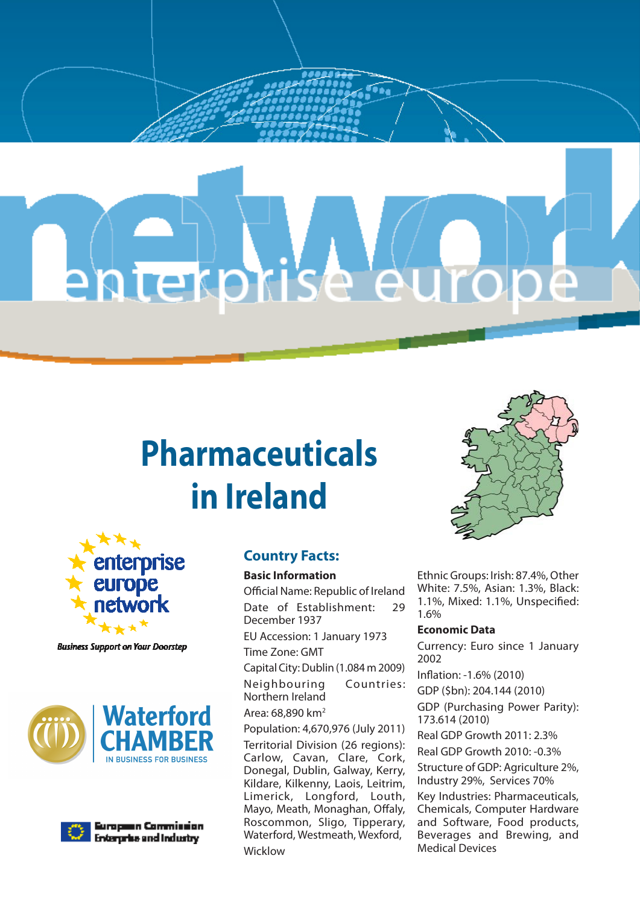# Pharmaceuticals in Ireland

## Country Facts:

### Basic Information

Official Name: Republic of Ireland

Date of Establishment: 29 December 1937

EU Accession: 1 January 1973

Time Zone: GMT

Capital City: Dublin (1.084 m 2009)

Neighbouring Countries: Northern Ireland

Area: 68,890 km$^2$

Population: 4,670,976 (July 2011)

Territorial Division (26 regions): Carlow, Cavan, Clare, Cork, Donegal, Dublin, Galway, Kerry, Kildare, Kilkenny, Laois, Leitrim, Limerick, Longford, Louth, Mayo, Meath, Monaghan, Offaly, Roscommon, Sligo, Tipperary, Waterford, Westmeath, Wexford, Wicklow

Ethnic Groups: Irish: 87.4%, Other White: 7.5%, Asian: 1.3%, Black: 1.1%, Mixed: 1.1%, Unspecified: 1.6%

### Economic Data

Currency: Euro since 1 January 2002

Inflation: -1.6% (2010)

GDP ($bn): 204.144 (2010)

GDP (Purchasing Power Parity): 173.614 (2010)

Real GDP Growth 2011: 2.3%

Real GDP Growth 2010: -0.3%

Structure of GDP: Agriculture 2%, Industry 29%, Services 70%

Key Industries: Pharmaceuticals, Chemicals, Computer Hardware and Software, Food products, Beverages and Brewing, and Medical Devices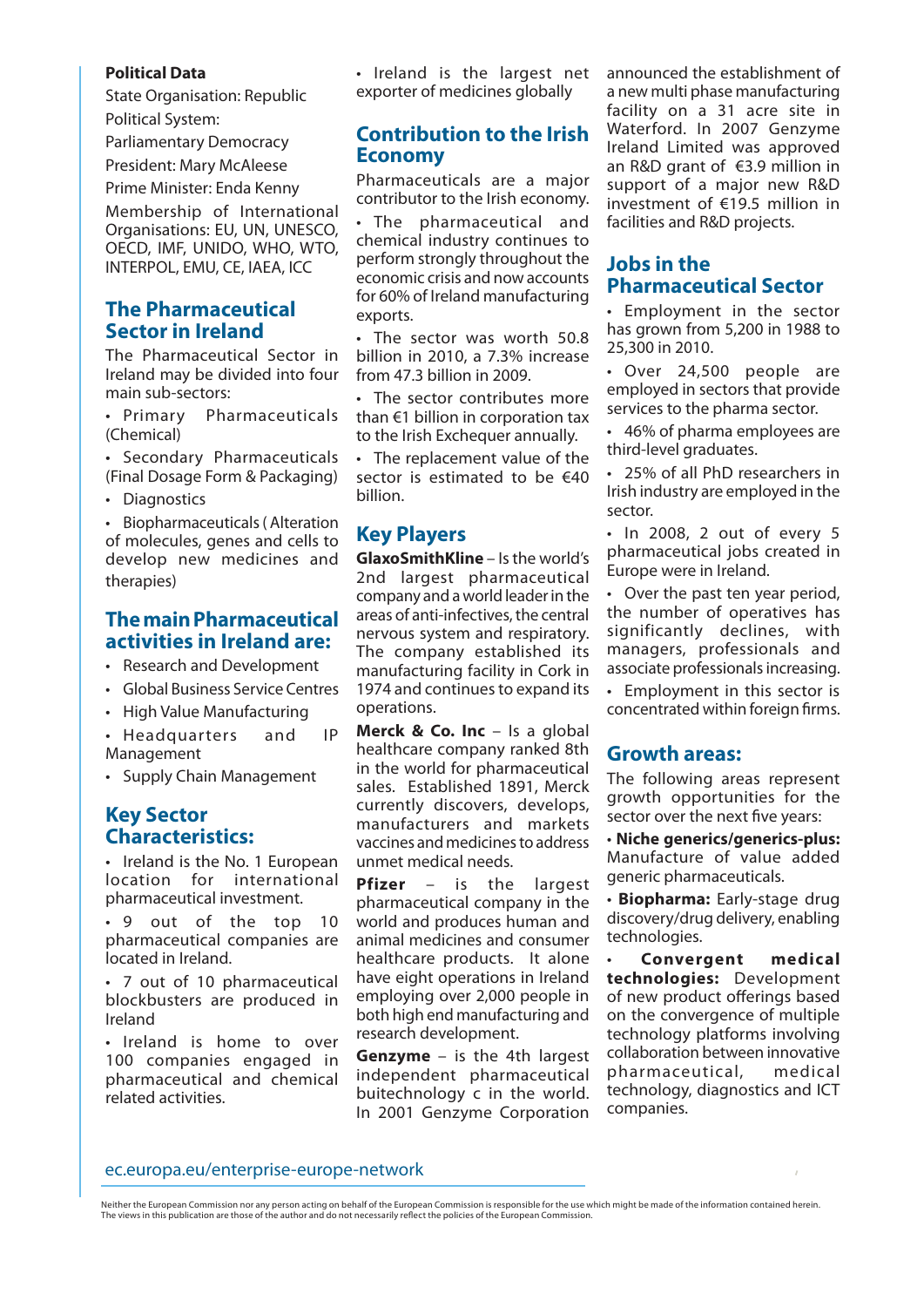**Political Data**

State Organisation: Republic

Political System:

Parliamentary Democracy

President: Mary McAleese

Prime Minister: Enda Kenny

Membership of International Organisations: EU, UN, UNESCO, OECD, IMF, UNIDO, WHO, WTO, INTERPOL, EMU, CE, IAEA, ICC

## The Pharmaceutical Sector in Ireland

The Pharmaceutical Sector in Ireland may be divided into four main sub-sectors:

- Primary Pharmaceuticals (Chemical)
- Secondary Pharmaceuticals (Final Dosage Form & Packaging)
- Diagnostics
- Biopharmaceuticals ( Alteration of molecules, genes and cells to develop new medicines and therapies)

## The main Pharmaceutical activities in Ireland are:

- Research and Development
- Global Business Service Centres
- High Value Manufacturing
- Headquarters and IP Management
- Supply Chain Management

## Key Sector Characteristics:

- Ireland is the No. 1 European location for international pharmaceutical investment.
- 9 out of the top 10 pharmaceutical companies are located in Ireland.
- 7 out of 10 pharmaceutical blockbusters are produced in Ireland
- Ireland is home to over 100 companies engaged in pharmaceutical and chemical related activities.
- Ireland is the largest net exporter of medicines globally

## Contribution to the Irish Economy

Pharmaceuticals are a major contributor to the Irish economy.

- The pharmaceutical and chemical industry continues to perform strongly throughout the economic crisis and now accounts for 60% of Ireland manufacturing exports.
- The sector was worth 50.8 billion in 2010, a 7.3% increase from 47.3 billion in 2009.
- The sector contributes more than €1 billion in corporation tax to the Irish Exchequer annually.
- The replacement value of the sector is estimated to be €40 billion.

## Key Players

**GlaxoSmithKline** – Is the world's 2nd largest pharmaceutical company and a world leader in the areas of anti-infectives, the central nervous system and respiratory. The company established its manufacturing facility in Cork in 1974 and continues to expand its operations.

**Merck & Co. Inc** – Is a global healthcare company ranked 8th in the world for pharmaceutical sales. Established 1891, Merck currently discovers, develops, manufacturers and markets vaccines and medicines to address unmet medical needs.

**Pfizer** – is the largest pharmaceutical company in the world and produces human and animal medicines and consumer healthcare products. It alone have eight operations in Ireland employing over 2,000 people in both high end manufacturing and research development.

**Genzyme** – is the 4th largest independent pharmaceutical buitechnology c in the world. In 2001 Genzyme Corporation announced the establishment of a new multi phase manufacturing facility on a 31 acre site in Waterford. In 2007 Genzyme Ireland Limited was approved an R&D grant of €3.9 million in support of a major new R&D investment of €19.5 million in facilities and R&D projects.

## Jobs in the Pharmaceutical Sector

- Employment in the sector has grown from 5,200 in 1988 to 25,300 in 2010.
- Over 24,500 people are employed in sectors that provide services to the pharma sector.
- 46% of pharma employees are third-level graduates.
- 25% of all PhD researchers in Irish industry are employed in the sector.
- In 2008, 2 out of every 5 pharmaceutical jobs created in Europe were in Ireland.
- Over the past ten year period, the number of operatives has significantly declines, with managers, professionals and associate professionals increasing.
- Employment in this sector is concentrated within foreign firms.

## Growth areas:

The following areas represent growth opportunities for the sector over the next five years:

- **Niche generics/generics-plus:** Manufacture of value added generic pharmaceuticals.
- **Biopharma:** Early-stage drug discovery/drug delivery, enabling technologies.
- **Convergent medical technologies:** Development of new product offerings based on the convergence of multiple technology platforms involving collaboration between innovative pharmaceutical, medical technology, diagnostics and ICT companies.

ec.europa.eu/enterprise-europe-network

Neither the European Commission nor any person acting on behalf of the European Commission is responsible for the use which might be made of the information contained herein. The views in this publication are those of the author and do not necessarily reflect the policies of the European Commission.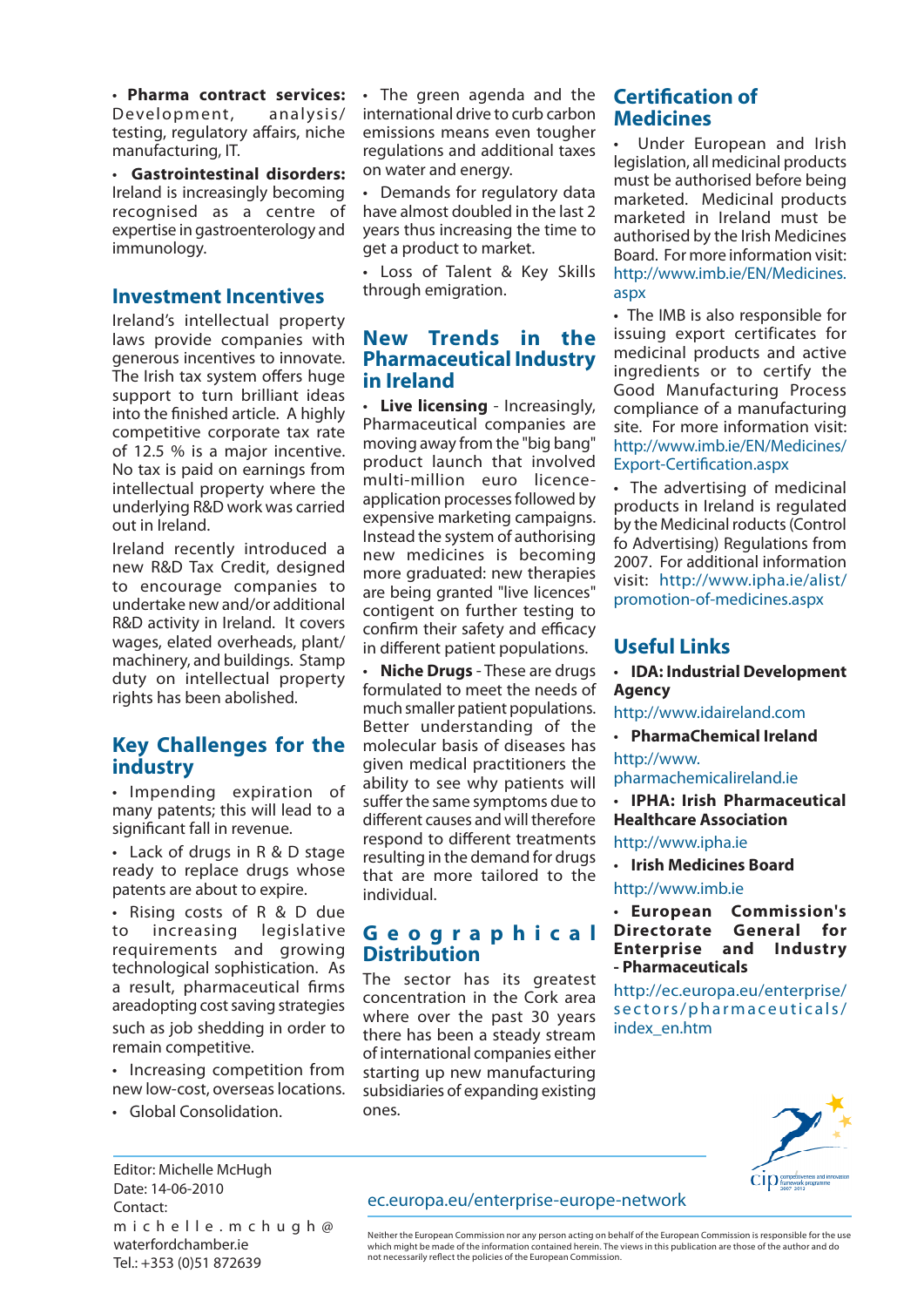- **Pharma contract services:** Development, analysis/testing, regulatory affairs, niche manufacturing, IT.
- **Gastrointestinal disorders:** Ireland is increasingly becoming recognised as a centre of expertise in gastroenterology and immunology.

## Investment Incentives

Ireland's intellectual property laws provide companies with generous incentives to innovate. The Irish tax system offers huge support to turn brilliant ideas into the finished article. A highly competitive corporate tax rate of 12.5 % is a major incentive. No tax is paid on earnings from intellectual property where the underlying R&D work was carried out in Ireland.

Ireland recently introduced a new R&D Tax Credit, designed to encourage companies to undertake new and/or additional R&D activity in Ireland. It covers wages, elated overheads, plant/machinery, and buildings. Stamp duty on intellectual property rights has been abolished.

## Key Challenges for the industry

- Impending expiration of many patents; this will lead to a significant fall in revenue.
- Lack of drugs in R & D stage ready to replace drugs whose patents are about to expire.
- Rising costs of R & D due to increasing legislative requirements and growing technological sophistication. As a result, pharmaceutical firms areadopting cost saving strategies such as job shedding in order to remain competitive.
- Increasing competition from new low-cost, overseas locations.
- Global Consolidation.
- The green agenda and the international drive to curb carbon emissions means even tougher regulations and additional taxes on water and energy.
- Demands for regulatory data have almost doubled in the last 2 years thus increasing the time to get a product to market.
- Loss of Talent & Key Skills through emigration.

## New Trends in the Pharmaceutical Industry in Ireland

- **Live licensing** - Increasingly, Pharmaceutical companies are moving away from the "big bang" product launch that involved multi-million euro licence-application processes followed by expensive marketing campaigns. Instead the system of authorising new medicines is becoming more graduated: new therapies are being granted "live licences" contigent on further testing to confirm their safety and efficacy in different patient populations.
- **Niche Drugs** - These are drugs formulated to meet the needs of much smaller patient populations. Better understanding of the molecular basis of diseases has given medical practitioners the ability to see why patients will suffer the same symptoms due to different causes and will therefore respond to different treatments resulting in the demand for drugs that are more tailored to the individual.

## Geographical Distribution

The sector has its greatest concentration in the Cork area where over the past 30 years there has been a steady stream of international companies either starting up new manufacturing subsidiaries of expanding existing ones.

## Certification of Medicines

- Under European and Irish legislation, all medicinal products must be authorised before being marketed. Medicinal products marketed in Ireland must be authorised by the Irish Medicines Board. For more information visit: http://www.imb.ie/EN/Medicines.aspx
- The IMB is also responsible for issuing export certificates for medicinal products and active ingredients or to certify the Good Manufacturing Process compliance of a manufacturing site. For more information visit: http://www.imb.ie/EN/Medicines/Export-Certification.aspx
- The advertising of medicinal products in Ireland is regulated by the Medicinal roducts (Control fo Advertising) Regulations from 2007. For additional information visit: http://www.ipha.ie/alist/promotion-of-medicines.aspx

## Useful Links

- **IDA: Industrial Development Agency**

http://www.idaireland.com

- **PharmaChemical Ireland**

http://www.pharmachemicalireland.ie

- **IPHA: Irish Pharmaceutical Healthcare Association**

http://www.ipha.ie

- **Irish Medicines Board**

http://www.imb.ie

- **European Commission's Directorate General for Enterprise and Industry - Pharmaceuticals**

http://ec.europa.eu/enterprise/sectors/pharmaceuticals/index_en.htm

Editor: Michelle McHugh
Date: 14-06-2010
Contact:
michelle.mchugh@waterfordchamber.ie
Tel.: +353 (0)51 872639

ec.europa.eu/enterprise-europe-network

Neither the European Commission nor any person acting on behalf of the European Commission is responsible for the use which might be made of the information contained herein. The views in this publication are those of the author and do not necessarily reflect the policies of the European Commission.